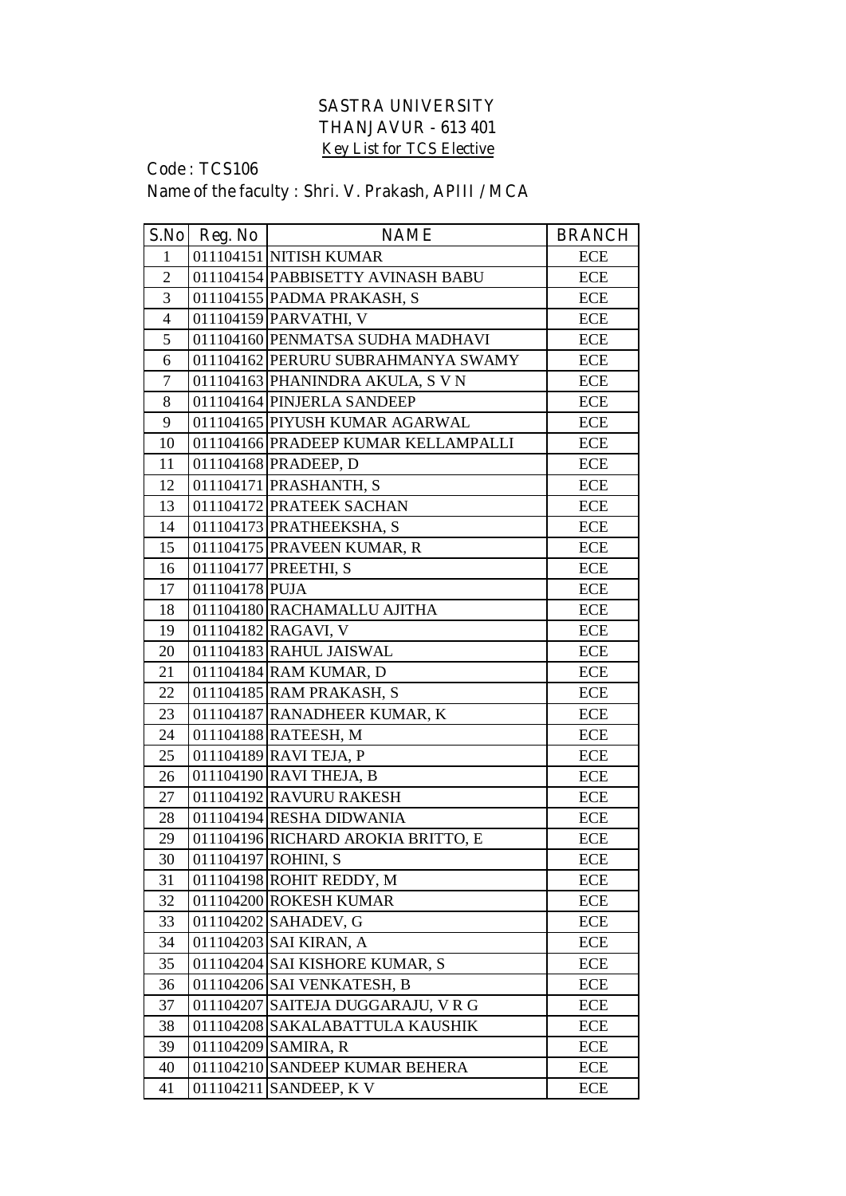# SASTRA UNIVERSITY
## THANJAVUR - 613 401
### Key List for TCS Elective

Code : TCS106

Name of the faculty : Shri. V. Prakash, APIII / MCA

| S.No | Reg. No | NAME | BRANCH |
|---|---|---|---|
| 1 | 011104151 | NITISH KUMAR | ECE |
| 2 | 011104154 | PABBISETTY AVINASH BABU | ECE |
| 3 | 011104155 | PADMA PRAKASH, S | ECE |
| 4 | 011104159 | PARVATHI, V | ECE |
| 5 | 011104160 | PENMATSA SUDHA MADHAVI | ECE |
| 6 | 011104162 | PERURU SUBRAHMANYA SWAMY | ECE |
| 7 | 011104163 | PHANINDRA AKULA, S V N | ECE |
| 8 | 011104164 | PINJERLA SANDEEP | ECE |
| 9 | 011104165 | PIYUSH KUMAR AGARWAL | ECE |
| 10 | 011104166 | PRADEEP KUMAR KELLAMPALLI | ECE |
| 11 | 011104168 | PRADEEP, D | ECE |
| 12 | 011104171 | PRASHANTH, S | ECE |
| 13 | 011104172 | PRATEEK SACHAN | ECE |
| 14 | 011104173 | PRATHEEKSHA, S | ECE |
| 15 | 011104175 | PRAVEEN KUMAR, R | ECE |
| 16 | 011104177 | PREETHI, S | ECE |
| 17 | 011104178 | PUJA | ECE |
| 18 | 011104180 | RACHAMALLU AJITHA | ECE |
| 19 | 011104182 | RAGAVI, V | ECE |
| 20 | 011104183 | RAHUL JAISWAL | ECE |
| 21 | 011104184 | RAM KUMAR, D | ECE |
| 22 | 011104185 | RAM PRAKASH, S | ECE |
| 23 | 011104187 | RANADHEER KUMAR, K | ECE |
| 24 | 011104188 | RATEESH, M | ECE |
| 25 | 011104189 | RAVI TEJA, P | ECE |
| 26 | 011104190 | RAVI THEJA, B | ECE |
| 27 | 011104192 | RAVURU RAKESH | ECE |
| 28 | 011104194 | RESHA DIDWANIA | ECE |
| 29 | 011104196 | RICHARD AROKIA BRITTO, E | ECE |
| 30 | 011104197 | ROHINI, S | ECE |
| 31 | 011104198 | ROHIT REDDY, M | ECE |
| 32 | 011104200 | ROKESH KUMAR | ECE |
| 33 | 011104202 | SAHADEV, G | ECE |
| 34 | 011104203 | SAI KIRAN, A | ECE |
| 35 | 011104204 | SAI KISHORE KUMAR, S | ECE |
| 36 | 011104206 | SAI VENKATESH, B | ECE |
| 37 | 011104207 | SAITEJA DUGGARAJU, V R G | ECE |
| 38 | 011104208 | SAKALABATTULA KAUSHIK | ECE |
| 39 | 011104209 | SAMIRA, R | ECE |
| 40 | 011104210 | SANDEEP KUMAR BEHERA | ECE |
| 41 | 011104211 | SANDEEP, K V | ECE |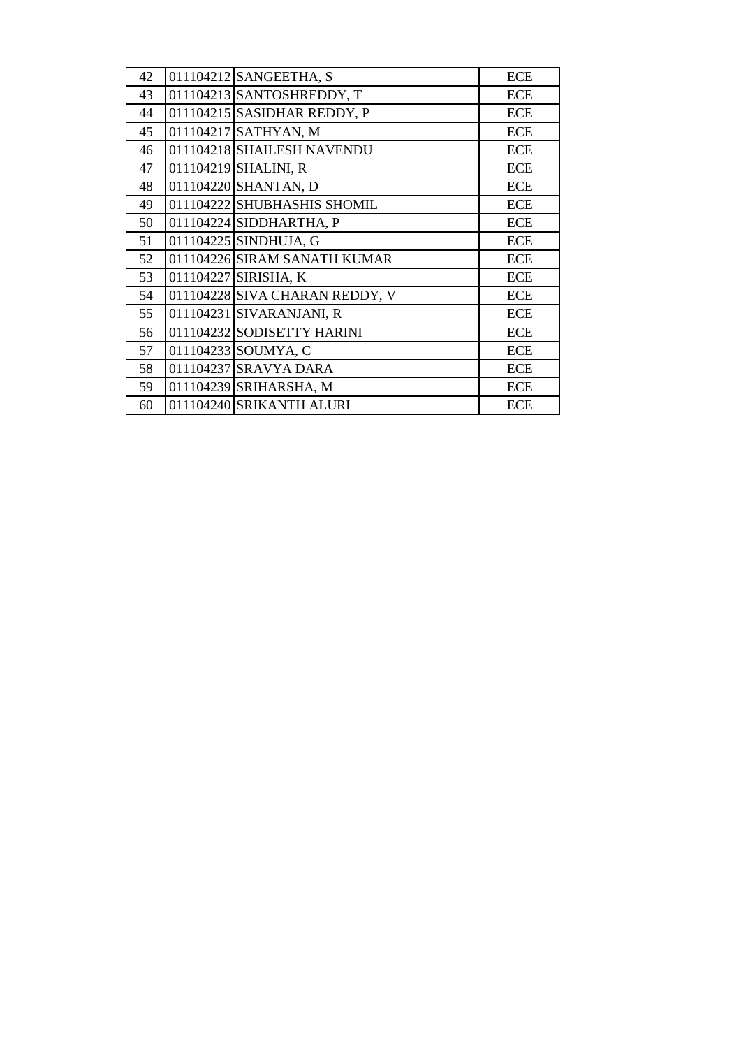| | | | |
|---|---|---|---|
| 42 | 011104212 | SANGEETHA, S | ECE |
| 43 | 011104213 | SANTOSHREDDY, T | ECE |
| 44 | 011104215 | SASIDHAR REDDY, P | ECE |
| 45 | 011104217 | SATHYAN, M | ECE |
| 46 | 011104218 | SHAILESH NAVENDU | ECE |
| 47 | 011104219 | SHALINI, R | ECE |
| 48 | 011104220 | SHANTAN, D | ECE |
| 49 | 011104222 | SHUBHASHIS SHOMIL | ECE |
| 50 | 011104224 | SIDDHARTHA, P | ECE |
| 51 | 011104225 | SINDHUJA, G | ECE |
| 52 | 011104226 | SIRAM SANATH KUMAR | ECE |
| 53 | 011104227 | SIRISHA, K | ECE |
| 54 | 011104228 | SIVA CHARAN REDDY, V | ECE |
| 55 | 011104231 | SIVARANJANI, R | ECE |
| 56 | 011104232 | SODISETTY HARINI | ECE |
| 57 | 011104233 | SOUMYA, C | ECE |
| 58 | 011104237 | SRAVYA DARA | ECE |
| 59 | 011104239 | SRIHARSHA, M | ECE |
| 60 | 011104240 | SRIKANTH ALURI | ECE |